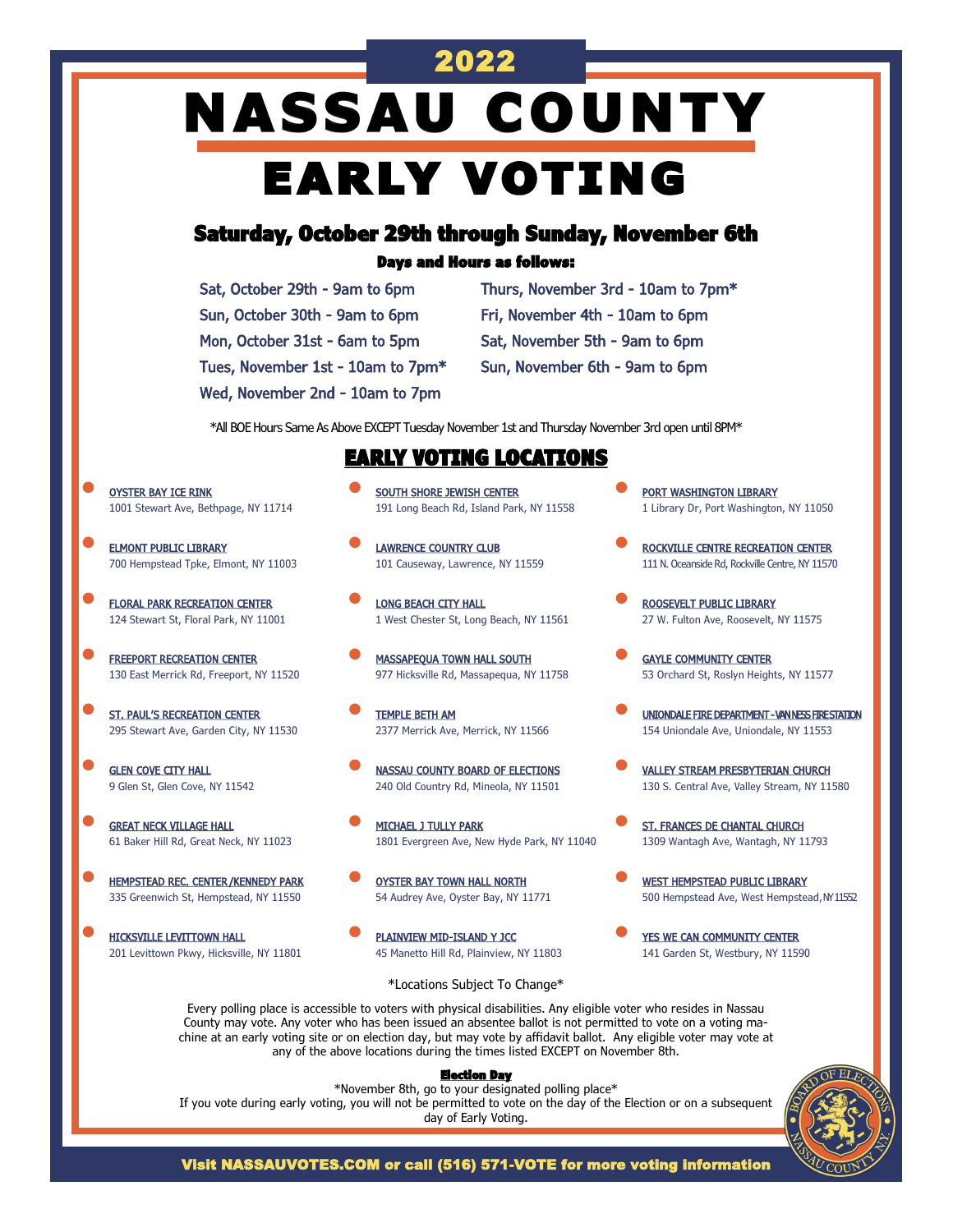# 2022

# NASSAU COUNTY EARLY VOTING

## Saturday, October 29th through Sunday, November 6th

### Days and Hours as follows:

- Sat, October 29th - 9am to 6pm
- Sun, October 30th - 9am to 6pm
- Mon, October 31st - 6am to 5pm
- Tues, November 1st - 10am to 7pm*
- Wed, November 2nd - 10am to 7pm
- Thurs, November 3rd - 10am to 7pm*
- Fri, November 4th - 10am to 6pm
- Sat, November 5th - 9am to 6pm
- Sun, November 6th - 9am to 6pm

*All BOE Hours Same As Above EXCEPT Tuesday November 1st and Thursday November 3rd open until 8PM*

## EARLY VOTING LOCATIONS

- **OYSTER BAY ICE RINK**
  1001 Stewart Ave, Bethpage, NY 11714
- **ELMONT PUBLIC LIBRARY**
  700 Hempstead Tpke, Elmont, NY 11003
- **FLORAL PARK RECREATION CENTER**
  124 Stewart St, Floral Park, NY 11001
- **FREEPORT RECREATION CENTER**
  130 East Merrick Rd, Freeport, NY 11520
- **ST. PAUL'S RECREATION CENTER**
  295 Stewart Ave, Garden City, NY 11530
- **GLEN COVE CITY HALL**
  9 Glen St, Glen Cove, NY 11542
- **GREAT NECK VILLAGE HALL**
  61 Baker Hill Rd, Great Neck, NY 11023
- **HEMPSTEAD REC. CENTER/KENNEDY PARK**
  335 Greenwich St, Hempstead, NY 11550
- **HICKSVILLE LEVITTOWN HALL**
  201 Levittown Pkwy, Hicksville, NY 11801
- **SOUTH SHORE JEWISH CENTER**
  191 Long Beach Rd, Island Park, NY 11558
- **LAWRENCE COUNTRY CLUB**
  101 Causeway, Lawrence, NY 11559
- **LONG BEACH CITY HALL**
  1 West Chester St, Long Beach, NY 11561
- **MASSAPEQUA TOWN HALL SOUTH**
  977 Hicksville Rd, Massapequa, NY 11758
- **TEMPLE BETH AM**
  2377 Merrick Ave, Merrick, NY 11566
- **NASSAU COUNTY BOARD OF ELECTIONS**
  240 Old Country Rd, Mineola, NY 11501
- **MICHAEL J TULLY PARK**
  1801 Evergreen Ave, New Hyde Park, NY 11040
- **OYSTER BAY TOWN HALL NORTH**
  54 Audrey Ave, Oyster Bay, NY 11771
- **PLAINVIEW MID-ISLAND Y JCC**
  45 Manetto Hill Rd, Plainview, NY 11803
- **PORT WASHINGTON LIBRARY**
  1 Library Dr, Port Washington, NY 11050
- **ROCKVILLE CENTRE RECREATION CENTER**
  111 N. Oceanside Rd, Rockville Centre, NY 11570
- **ROOSEVELT PUBLIC LIBRARY**
  27 W. Fulton Ave, Roosevelt, NY 11575
- **GAYLE COMMUNITY CENTER**
  53 Orchard St, Roslyn Heights, NY 11577
- **UNIONDALE FIRE DEPARTMENT - VAN NESS FIRE STATION**
  154 Uniondale Ave, Uniondale, NY 11553
- **VALLEY STREAM PRESBYTERIAN CHURCH**
  130 S. Central Ave, Valley Stream, NY 11580
- **ST. FRANCES DE CHANTAL CHURCH**
  1309 Wantagh Ave, Wantagh, NY 11793
- **WEST HEMPSTEAD PUBLIC LIBRARY**
  500 Hempstead Ave, West Hempstead, NY 11552
- **YES WE CAN COMMUNITY CENTER**
  141 Garden St, Westbury, NY 11590

*Locations Subject To Change*

Every polling place is accessible to voters with physical disabilities. Any eligible voter who resides in Nassau County may vote. Any voter who has been issued an absentee ballot is not permitted to vote on a voting machine at an early voting site or on election day, but may vote by affidavit ballot. Any eligible voter may vote at any of the above locations during the times listed EXCEPT on November 8th.

### Election Day

*November 8th, go to your designated polling place*

If you vote during early voting, you will not be permitted to vote on the day of the Election or on a subsequent day of Early Voting.

**Visit NASSAUVOTES.COM or call (516) 571-VOTE for more voting information**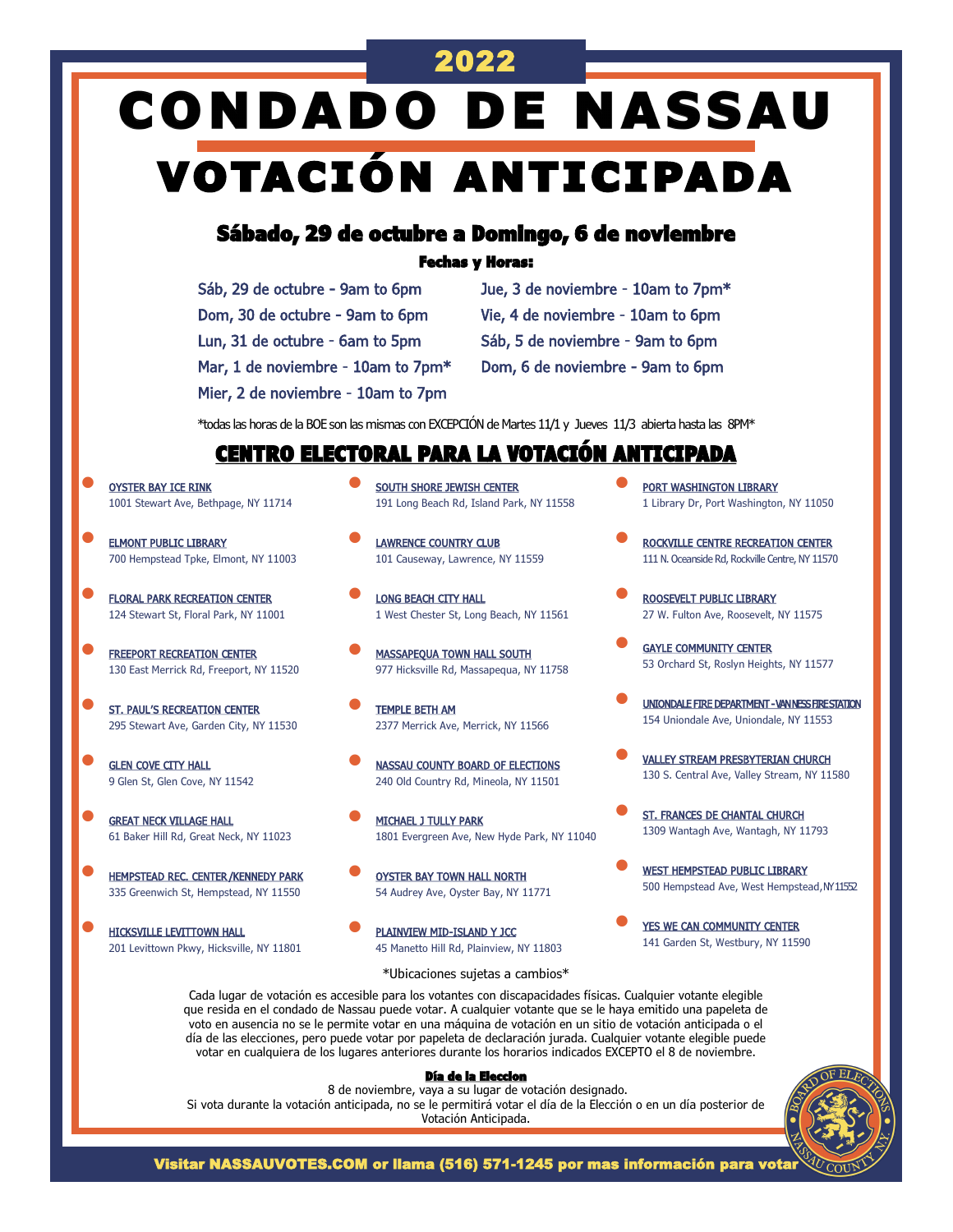# 2022

# CONDADO DE NASSAU

# VOTACIÓN ANTICIPADA

## Sábado, 29 de octubre a Domingo, 6 de noviembre

**Fechas y Horas:**

- Sáb, 29 de octubre - 9am to 6pm
- Dom, 30 de octubre - 9am to 6pm
- Lun, 31 de octubre - 6am to 5pm
- Mar, 1 de noviembre - 10am to 7pm*
- Mier, 2 de noviembre - 10am to 7pm
- Jue, 3 de noviembre - 10am to 7pm*
- Vie, 4 de noviembre - 10am to 6pm
- Sáb, 5 de noviembre - 9am to 6pm
- Dom, 6 de noviembre - 9am to 6pm

*todas las horas de la BOE son las mismas con EXCEPCIÓN de Martes 11/1 y Jueves 11/3 abierta hasta las 8PM*

## CENTRO ELECTORAL PARA LA VOTACIÓN ANTICIPADA

- **OYSTER BAY ICE RINK**
  1001 Stewart Ave, Bethpage, NY 11714
- **ELMONT PUBLIC LIBRARY**
  700 Hempstead Tpke, Elmont, NY 11003
- **FLORAL PARK RECREATION CENTER**
  124 Stewart St, Floral Park, NY 11001
- **FREEPORT RECREATION CENTER**
  130 East Merrick Rd, Freeport, NY 11520
- **ST. PAUL'S RECREATION CENTER**
  295 Stewart Ave, Garden City, NY 11530
- **GLEN COVE CITY HALL**
  9 Glen St, Glen Cove, NY 11542
- **GREAT NECK VILLAGE HALL**
  61 Baker Hill Rd, Great Neck, NY 11023
- **HEMPSTEAD REC. CENTER/KENNEDY PARK**
  335 Greenwich St, Hempstead, NY 11550
- **HICKSVILLE LEVITTOWN HALL**
  201 Levittown Pkwy, Hicksville, NY 11801
- **SOUTH SHORE JEWISH CENTER**
  191 Long Beach Rd, Island Park, NY 11558
- **LAWRENCE COUNTRY CLUB**
  101 Causeway, Lawrence, NY 11559
- **LONG BEACH CITY HALL**
  1 West Chester St, Long Beach, NY 11561
- **MASSAPEQUA TOWN HALL SOUTH**
  977 Hicksville Rd, Massapequa, NY 11758
- **TEMPLE BETH AM**
  2377 Merrick Ave, Merrick, NY 11566
- **NASSAU COUNTY BOARD OF ELECTIONS**
  240 Old Country Rd, Mineola, NY 11501
- **MICHAEL J TULLY PARK**
  1801 Evergreen Ave, New Hyde Park, NY 11040
- **OYSTER BAY TOWN HALL NORTH**
  54 Audrey Ave, Oyster Bay, NY 11771
- **PLAINVIEW MID-ISLAND Y JCC**
  45 Manetto Hill Rd, Plainview, NY 11803
- **PORT WASHINGTON LIBRARY**
  1 Library Dr, Port Washington, NY 11050
- **ROCKVILLE CENTRE RECREATION CENTER**
  111 N. Oceanside Rd, Rockville Centre, NY 11570
- **ROOSEVELT PUBLIC LIBRARY**
  27 W. Fulton Ave, Roosevelt, NY 11575
- **GAYLE COMMUNITY CENTER**
  53 Orchard St, Roslyn Heights, NY 11577
- **UNIONDALE FIRE DEPARTMENT - VAN NESS FIRE STATION**
  154 Uniondale Ave, Uniondale, NY 11553
- **VALLEY STREAM PRESBYTERIAN CHURCH**
  130 S. Central Ave, Valley Stream, NY 11580
- **ST. FRANCES DE CHANTAL CHURCH**
  1309 Wantagh Ave, Wantagh, NY 11793
- **WEST HEMPSTEAD PUBLIC LIBRARY**
  500 Hempstead Ave, West Hempstead, NY 11552
- **YES WE CAN COMMUNITY CENTER**
  141 Garden St, Westbury, NY 11590

*Ubicaciones sujetas a cambios*

Cada lugar de votación es accesible para los votantes con discapacidades físicas. Cualquier votante elegible que resida en el condado de Nassau puede votar. A cualquier votante que se le haya emitido una papeleta de voto en ausencia no se le permite votar en una máquina de votación en un sitio de votación anticipada o el día de las elecciones, pero puede votar por papeleta de declaración jurada. Cualquier votante elegible puede votar en cualquiera de los lugares anteriores durante los horarios indicados EXCEPTO el 8 de noviembre.

**Día de la Eleccion**

8 de noviembre, vaya a su lugar de votación designado.
Si vota durante la votación anticipada, no se le permitirá votar el día de la Elección o en un día posterior de Votación Anticipada.

**Visitar NASSAUVOTES.COM or llama (516) 571-1245 por mas información para votar**